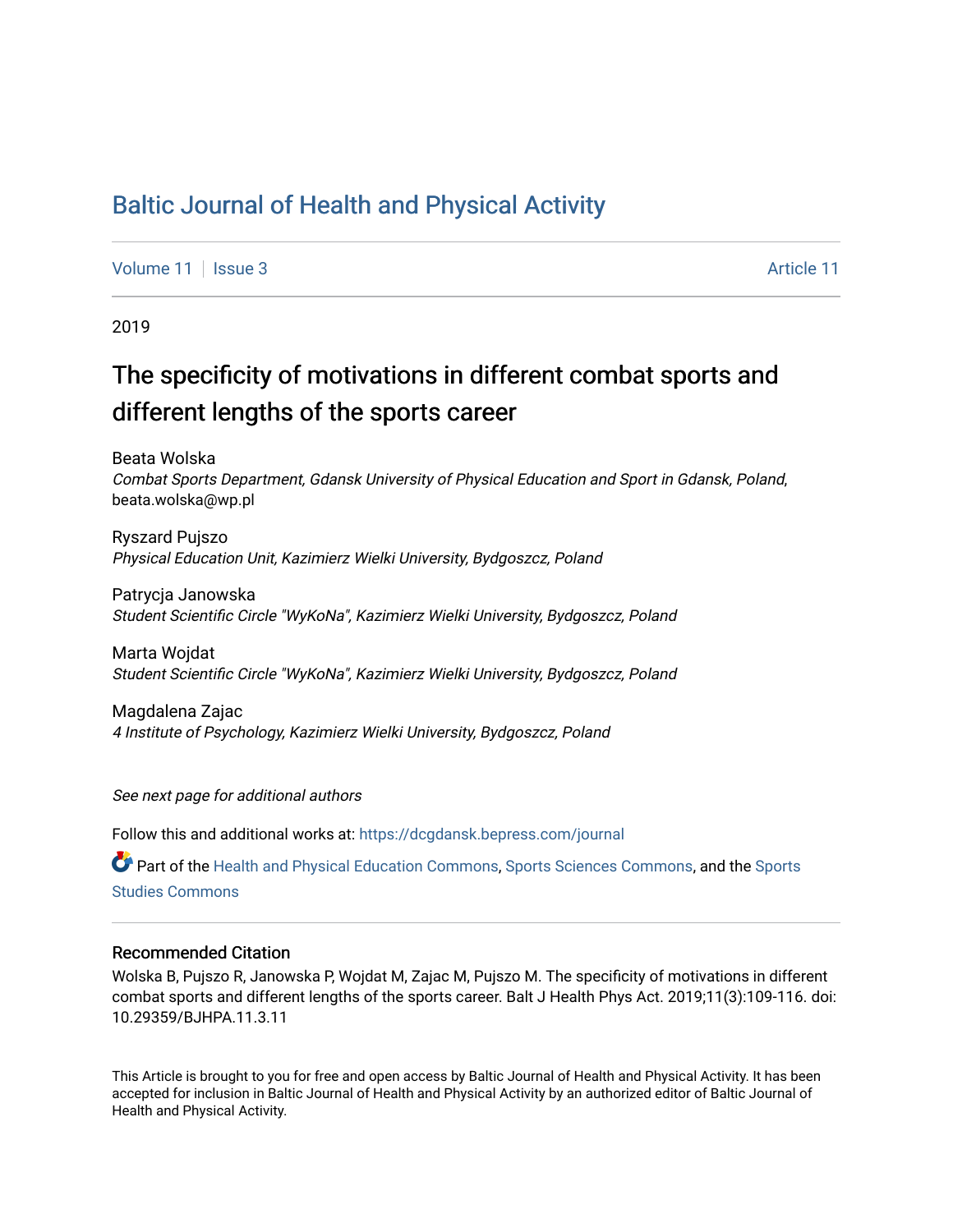# Baltic Journal of Health and Physical Activity

Volume 11 | Issue 3 | Article 11

2019

## The specificity of motivations in different combat sports and different lengths of the sports career

Beata Wolska
*Combat Sports Department, Gdansk University of Physical Education and Sport in Gdansk, Poland*, beata.wolska@wp.pl

Ryszard Pujszo
*Physical Education Unit, Kazimierz Wielki University, Bydgoszcz, Poland*

Patrycja Janowska
*Student Scientific Circle "WyKoNa", Kazimierz Wielki University, Bydgoszcz, Poland*

Marta Wojdat
*Student Scientific Circle "WyKoNa", Kazimierz Wielki University, Bydgoszcz, Poland*

Magdalena Zajac
*4 Institute of Psychology, Kazimierz Wielki University, Bydgoszcz, Poland*

*See next page for additional authors*

Follow this and additional works at: https://dcgdansk.bepress.com/journal

Part of the Health and Physical Education Commons, Sports Sciences Commons, and the Sports Studies Commons

### Recommended Citation

Wolska B, Pujszo R, Janowska P, Wojdat M, Zajac M, Pujszo M. The specificity of motivations in different combat sports and different lengths of the sports career. Balt J Health Phys Act. 2019;11(3):109-116. doi: 10.29359/BJHPA.11.3.11

This Article is brought to you for free and open access by Baltic Journal of Health and Physical Activity. It has been accepted for inclusion in Baltic Journal of Health and Physical Activity by an authorized editor of Baltic Journal of Health and Physical Activity.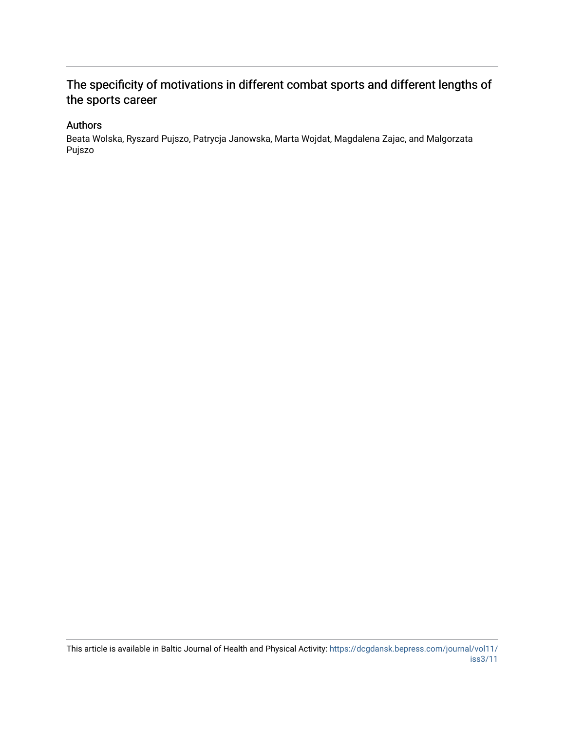# The specificity of motivations in different combat sports and different lengths of the sports career

## Authors

Beata Wolska, Ryszard Pujszo, Patrycja Janowska, Marta Wojdat, Magdalena Zajac, and Malgorzata Pujszo

This article is available in Baltic Journal of Health and Physical Activity: https://dcgdansk.bepress.com/journal/vol11/iss3/11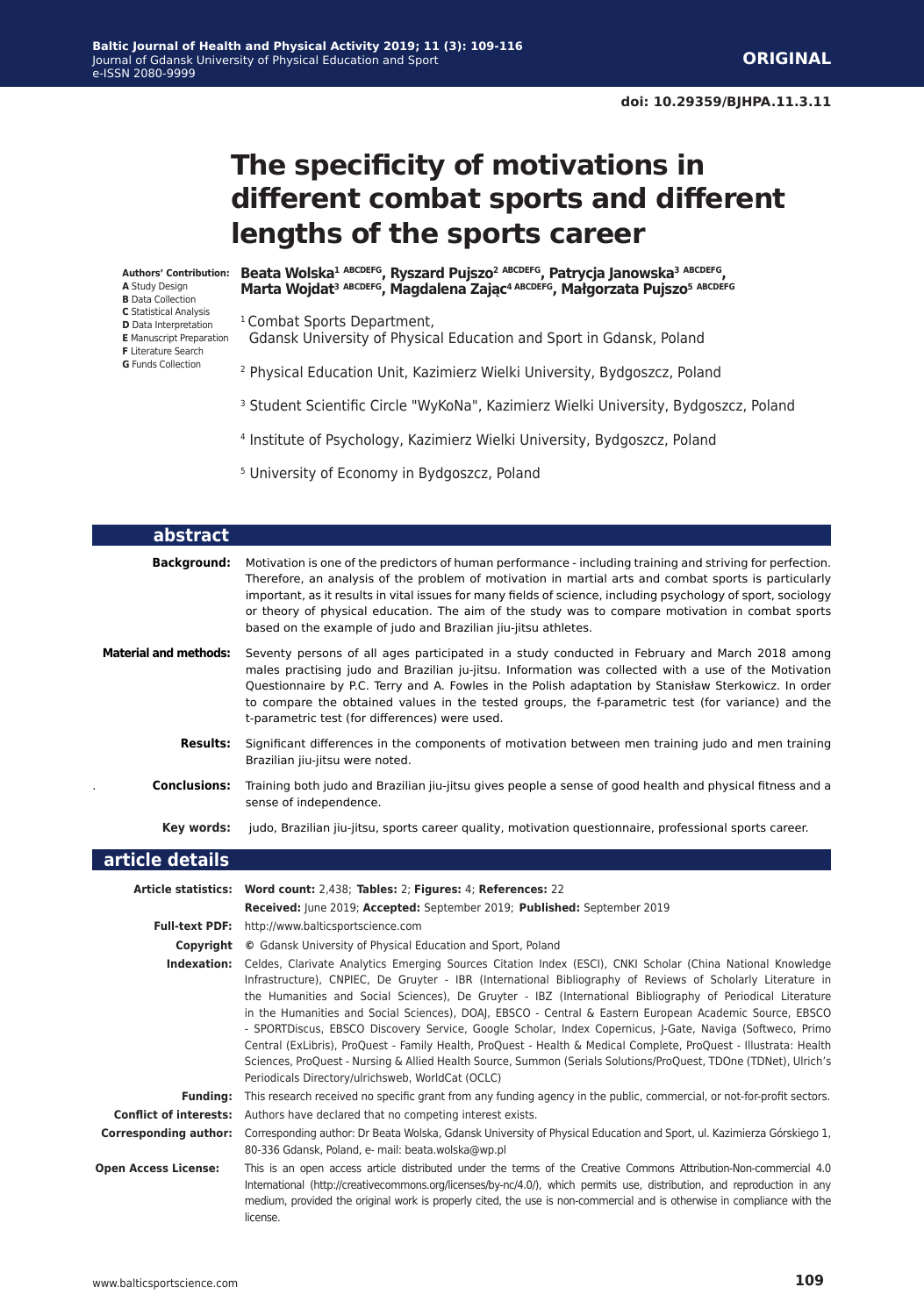# The specificity of motivations in different combat sports and different lengths of the sports career

**Authors' Contribution:**
**A** Study Design
**B** Data Collection
**C** Statistical Analysis
**D** Data Interpretation
**E** Manuscript Preparation
**F** Literature Search
**G** Funds Collection

**Beata Wolska[1 ABCDEFG], Ryszard Pujszo[2 ABCDEFG], Patrycja Janowska[3 ABCDEFG], Marta Wojdat[3 ABCDEFG], Magdalena Zając[4 ABCDEFG], Małgorzata Pujszo[5 ABCDEFG]**

[1] Combat Sports Department, Gdansk University of Physical Education and Sport in Gdansk, Poland

[2] Physical Education Unit, Kazimierz Wielki University, Bydgoszcz, Poland

[3] Student Scientific Circle "WyKoNa", Kazimierz Wielki University, Bydgoszcz, Poland

[4] Institute of Psychology, Kazimierz Wielki University, Bydgoszcz, Poland

[5] University of Economy in Bydgoszcz, Poland

## abstract

**Background:** Motivation is one of the predictors of human performance - including training and striving for perfection. Therefore, an analysis of the problem of motivation in martial arts and combat sports is particularly important, as it results in vital issues for many fields of science, including psychology of sport, sociology or theory of physical education. The aim of the study was to compare motivation in combat sports based on the example of judo and Brazilian jiu-jitsu athletes.

**Material and methods:** Seventy persons of all ages participated in a study conducted in February and March 2018 among males practising judo and Brazilian ju-jitsu. Information was collected with a use of the Motivation Questionnaire by P.C. Terry and A. Fowles in the Polish adaptation by Stanisław Sterkowicz. In order to compare the obtained values in the tested groups, the f-parametric test (for variance) and the t-parametric test (for differences) were used.

**Results:** Significant differences in the components of motivation between men training judo and men training Brazilian jiu-jitsu were noted.

**Conclusions:** Training both judo and Brazilian jiu-jitsu gives people a sense of good health and physical fitness and a sense of independence.

**Key words:** judo, Brazilian jiu-jitsu, sports career quality, motivation questionnaire, professional sports career.

## article details

**Article statistics:** **Word count:** 2,438; **Tables:** 2; **Figures:** 4; **References:** 22
**Received:** June 2019; **Accepted:** September 2019; **Published:** September 2019

**Full-text PDF:** http://www.balticsportscience.com

**Copyright** © Gdansk University of Physical Education and Sport, Poland

**Indexation:** Celdes, Clarivate Analytics Emerging Sources Citation Index (ESCI), CNKI Scholar (China National Knowledge Infrastructure), CNPIEC, De Gruyter - IBR (International Bibliography of Reviews of Scholarly Literature in the Humanities and Social Sciences), De Gruyter - IBZ (International Bibliography of Periodical Literature in the Humanities and Social Sciences), DOAJ, EBSCO - Central & Eastern European Academic Source, EBSCO - SPORTDiscus, EBSCO Discovery Service, Google Scholar, Index Copernicus, J-Gate, Naviga (Softweco, Primo Central (ExLibris), ProQuest - Family Health, ProQuest - Health & Medical Complete, ProQuest - Illustrata: Health Sciences, ProQuest - Nursing & Allied Health Source, Summon (Serials Solutions/ProQuest, TDOne (TDNet), Ulrich's Periodicals Directory/ulrichsweb, WorldCat (OCLC)

**Funding:** This research received no specific grant from any funding agency in the public, commercial, or not-for-profit sectors.

**Conflict of interests:** Authors have declared that no competing interest exists.

**Corresponding author:** Corresponding author: Dr Beata Wolska, Gdansk University of Physical Education and Sport, ul. Kazimierza Górskiego 1, 80-336 Gdansk, Poland, e- mail: beata.wolska@wp.pl

**Open Access License:** This is an open access article distributed under the terms of the Creative Commons Attribution-Non-commercial 4.0 International (http://creativecommons.org/licenses/by-nc/4.0/), which permits use, distribution, and reproduction in any medium, provided the original work is properly cited, the use is non-commercial and is otherwise in compliance with the license.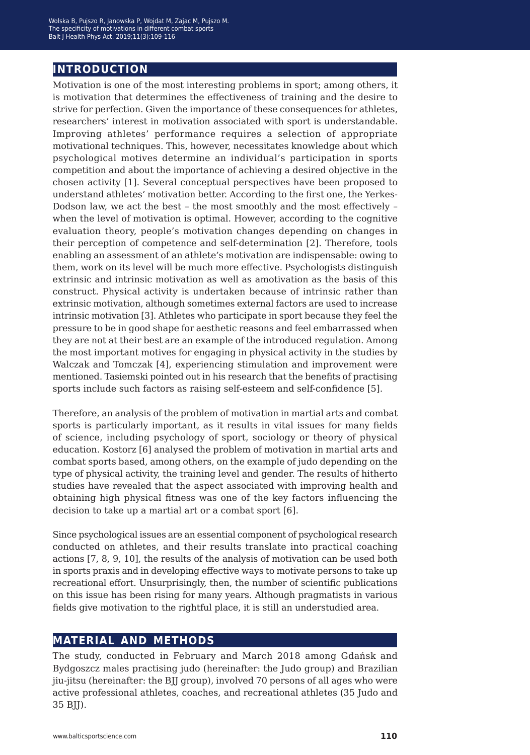## INTRODUCTION

Motivation is one of the most interesting problems in sport; among others, it is motivation that determines the effectiveness of training and the desire to strive for perfection. Given the importance of these consequences for athletes, researchers' interest in motivation associated with sport is understandable. Improving athletes' performance requires a selection of appropriate motivational techniques. This, however, necessitates knowledge about which psychological motives determine an individual's participation in sports competition and about the importance of achieving a desired objective in the chosen activity [1]. Several conceptual perspectives have been proposed to understand athletes' motivation better. According to the first one, the Yerkes-Dodson law, we act the best – the most smoothly and the most effectively – when the level of motivation is optimal. However, according to the cognitive evaluation theory, people's motivation changes depending on changes in their perception of competence and self-determination [2]. Therefore, tools enabling an assessment of an athlete's motivation are indispensable: owing to them, work on its level will be much more effective. Psychologists distinguish extrinsic and intrinsic motivation as well as amotivation as the basis of this construct. Physical activity is undertaken because of intrinsic rather than extrinsic motivation, although sometimes external factors are used to increase intrinsic motivation [3]. Athletes who participate in sport because they feel the pressure to be in good shape for aesthetic reasons and feel embarrassed when they are not at their best are an example of the introduced regulation. Among the most important motives for engaging in physical activity in the studies by Walczak and Tomczak [4], experiencing stimulation and improvement were mentioned. Tasiemski pointed out in his research that the benefits of practising sports include such factors as raising self-esteem and self-confidence [5].

Therefore, an analysis of the problem of motivation in martial arts and combat sports is particularly important, as it results in vital issues for many fields of science, including psychology of sport, sociology or theory of physical education. Kostorz [6] analysed the problem of motivation in martial arts and combat sports based, among others, on the example of judo depending on the type of physical activity, the training level and gender. The results of hitherto studies have revealed that the aspect associated with improving health and obtaining high physical fitness was one of the key factors influencing the decision to take up a martial art or a combat sport [6].

Since psychological issues are an essential component of psychological research conducted on athletes, and their results translate into practical coaching actions [7, 8, 9, 10], the results of the analysis of motivation can be used both in sports praxis and in developing effective ways to motivate persons to take up recreational effort. Unsurprisingly, then, the number of scientific publications on this issue has been rising for many years. Although pragmatists in various fields give motivation to the rightful place, it is still an understudied area.

## MATERIAL AND METHODS

The study, conducted in February and March 2018 among Gdańsk and Bydgoszcz males practising judo (hereinafter: the Judo group) and Brazilian jiu-jitsu (hereinafter: the BJJ group), involved 70 persons of all ages who were active professional athletes, coaches, and recreational athletes (35 Judo and 35 BJJ).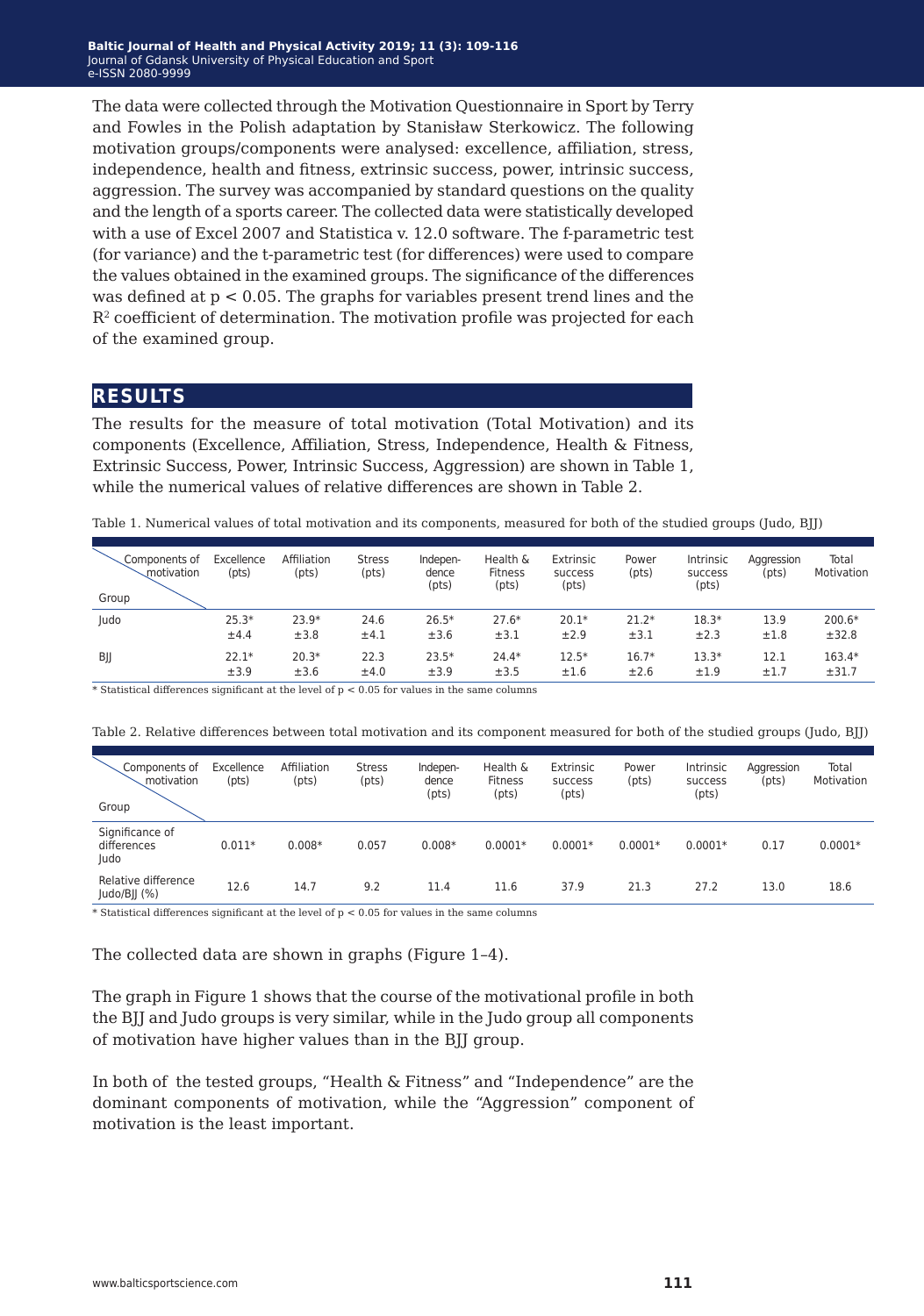The data were collected through the Motivation Questionnaire in Sport by Terry and Fowles in the Polish adaptation by Stanisław Sterkowicz. The following motivation groups/components were analysed: excellence, affiliation, stress, independence, health and fitness, extrinsic success, power, intrinsic success, aggression. The survey was accompanied by standard questions on the quality and the length of a sports career. The collected data were statistically developed with a use of Excel 2007 and Statistica v. 12.0 software. The f-parametric test (for variance) and the t-parametric test (for differences) were used to compare the values obtained in the examined groups. The significance of the differences was defined at $p < 0.05$. The graphs for variables present trend lines and the $R^2$ coefficient of determination. The motivation profile was projected for each of the examined group.

## RESULTS

The results for the measure of total motivation (Total Motivation) and its components (Excellence, Affiliation, Stress, Independence, Health & Fitness, Extrinsic Success, Power, Intrinsic Success, Aggression) are shown in Table 1, while the numerical values of relative differences are shown in Table 2.

Table 1. Numerical values of total motivation and its components, measured for both of the studied groups (Judo, BJJ)

| Group \ Components of motivation | Excellence (pts) | Affiliation (pts) | Stress (pts) | Independence (pts) | Health & Fitness (pts) | Extrinsic success (pts) | Power (pts) | Intrinsic success (pts) | Aggression (pts) | Total Motivation |
|---|---|---|---|---|---|---|---|---|---|---|
| Judo | 25.3* ±4.4 | 23.9* ±3.8 | 24.6 ±4.1 | 26.5* ±3.6 | 27.6* ±3.1 | 20.1* ±2.9 | 21.2* ±3.1 | 18.3* ±2.3 | 13.9 ±1.8 | 200.6* ±32.8 |
| BJJ | 22.1* ±3.9 | 20.3* ±3.6 | 22.3 ±4.0 | 23.5* ±3.9 | 24.4* ±3.5 | 12.5* ±1.6 | 16.7* ±2.6 | 13.3* ±1.9 | 12.1 ±1.7 | 163.4* ±31.7 |

\* Statistical differences significant at the level of $p < 0.05$ for values in the same columns

Table 2. Relative differences between total motivation and its component measured for both of the studied groups (Judo, BJJ)

| Group \ Components of motivation | Excellence (pts) | Affiliation (pts) | Stress (pts) | Independence (pts) | Health & Fitness (pts) | Extrinsic success (pts) | Power (pts) | Intrinsic success (pts) | Aggression (pts) | Total Motivation |
|---|---|---|---|---|---|---|---|---|---|---|
| Significance of differences Judo | 0.011* | 0.008* | 0.057 | 0.008* | 0.0001* | 0.0001* | 0.0001* | 0.0001* | 0.17 | 0.0001* |
| Relative difference Judo/BJJ (%) | 12.6 | 14.7 | 9.2 | 11.4 | 11.6 | 37.9 | 21.3 | 27.2 | 13.0 | 18.6 |

\* Statistical differences significant at the level of $p < 0.05$ for values in the same columns

The collected data are shown in graphs (Figure 1–4).

The graph in Figure 1 shows that the course of the motivational profile in both the BJJ and Judo groups is very similar, while in the Judo group all components of motivation have higher values than in the BJJ group.

In both of the tested groups, "Health & Fitness" and "Independence" are the dominant components of motivation, while the "Aggression" component of motivation is the least important.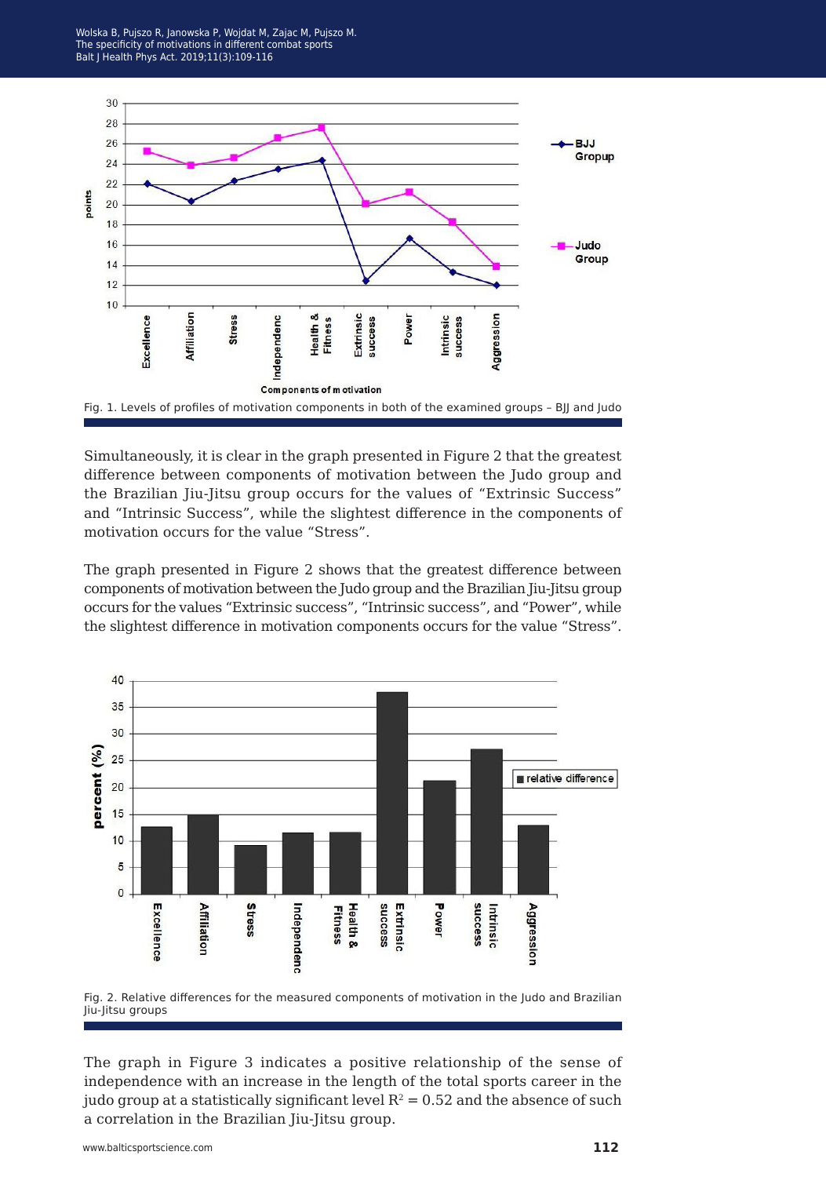Fig. 1. Levels of profiles of motivation components in both of the examined groups – BJJ and Judo

Simultaneously, it is clear in the graph presented in Figure 2 that the greatest difference between components of motivation between the Judo group and the Brazilian Jiu-Jitsu group occurs for the values of "Extrinsic Success" and "Intrinsic Success", while the slightest difference in the components of motivation occurs for the value "Stress".

The graph presented in Figure 2 shows that the greatest difference between components of motivation between the Judo group and the Brazilian Jiu-Jitsu group occurs for the values "Extrinsic success", "Intrinsic success", and "Power", while the slightest difference in motivation components occurs for the value "Stress".

Fig. 2. Relative differences for the measured components of motivation in the Judo and Brazilian Jiu-Jitsu groups

The graph in Figure 3 indicates a positive relationship of the sense of independence with an increase in the length of the total sports career in the judo group at a statistically significant level $R^2 = 0.52$ and the absence of such a correlation in the Brazilian Jiu-Jitsu group.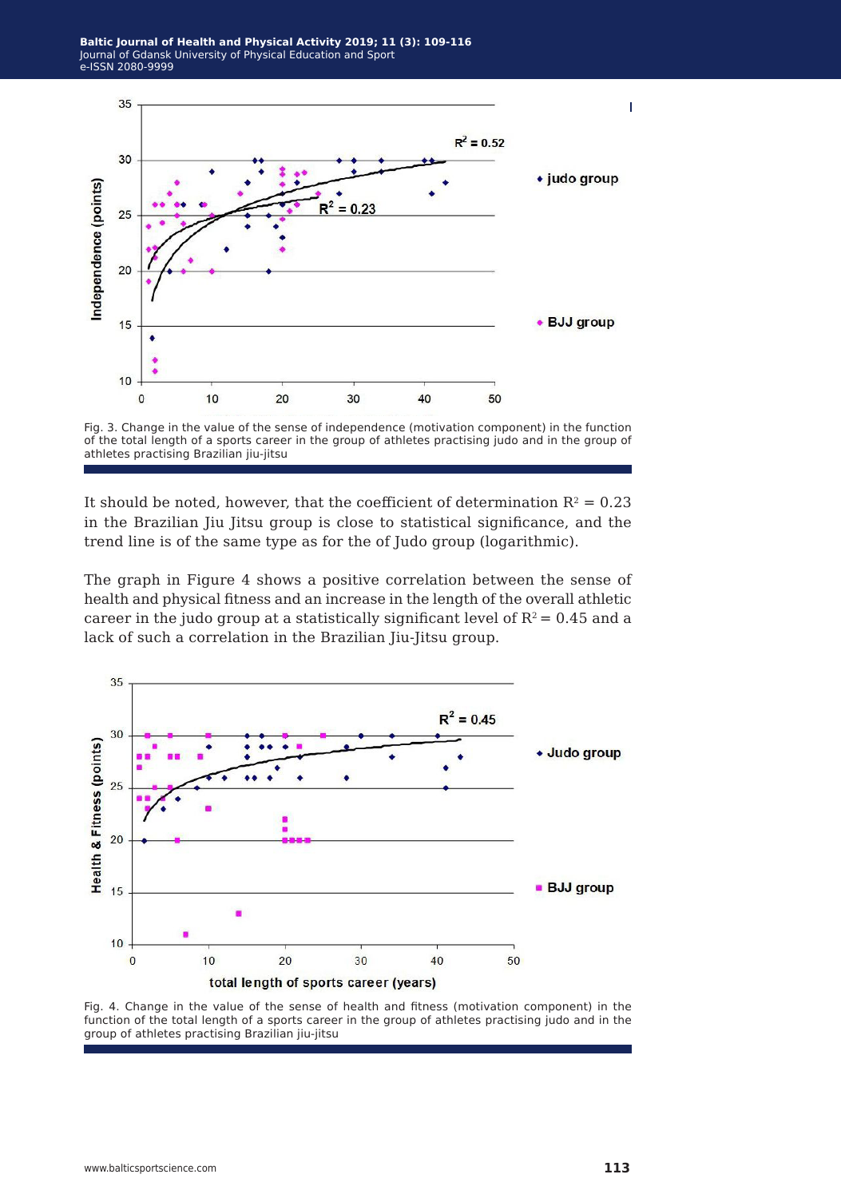Fig. 3. Change in the value of the sense of independence (motivation component) in the function of the total length of a sports career in the group of athletes practising judo and in the group of athletes practising Brazilian jiu-jitsu

It should be noted, however, that the coefficient of determination $R^2 = 0.23$ in the Brazilian Jiu Jitsu group is close to statistical significance, and the trend line is of the same type as for the of Judo group (logarithmic).

The graph in Figure 4 shows a positive correlation between the sense of health and physical fitness and an increase in the length of the overall athletic career in the judo group at a statistically significant level of $R^2 = 0.45$ and a lack of such a correlation in the Brazilian Jiu-Jitsu group.

Fig. 4. Change in the value of the sense of health and fitness (motivation component) in the function of the total length of a sports career in the group of athletes practising judo and in the group of athletes practising Brazilian jiu-jitsu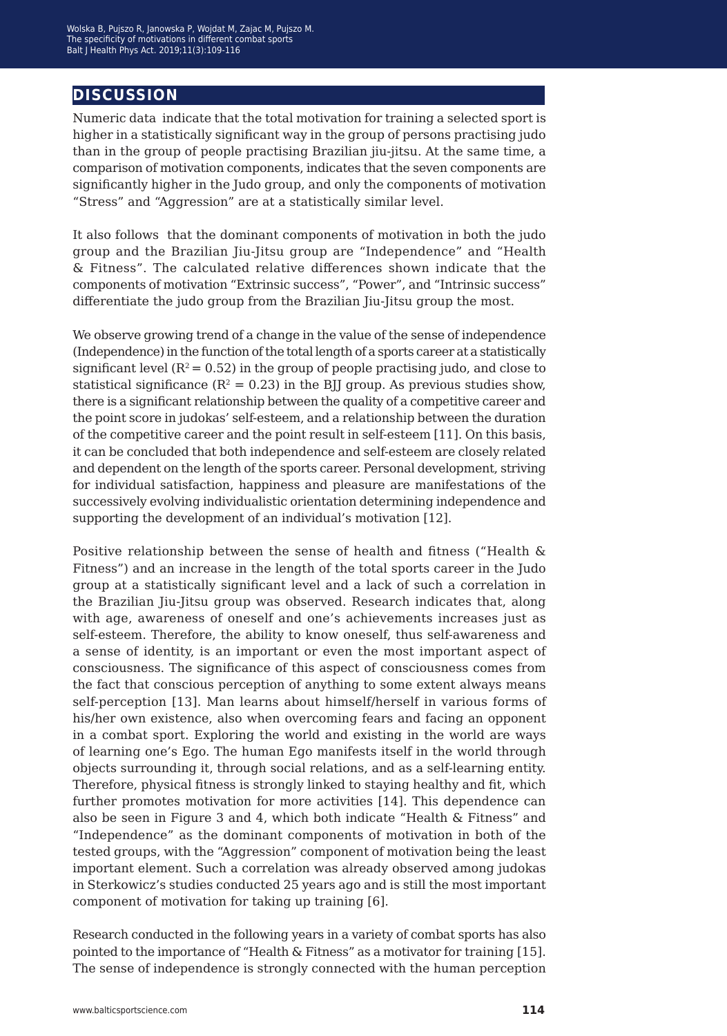## DISCUSSION

Numeric data indicate that the total motivation for training a selected sport is higher in a statistically significant way in the group of persons practising judo than in the group of people practising Brazilian jiu-jitsu. At the same time, a comparison of motivation components, indicates that the seven components are significantly higher in the Judo group, and only the components of motivation "Stress" and "Aggression" are at a statistically similar level.

It also follows that the dominant components of motivation in both the judo group and the Brazilian Jiu-Jitsu group are "Independence" and "Health & Fitness". The calculated relative differences shown indicate that the components of motivation "Extrinsic success", "Power", and "Intrinsic success" differentiate the judo group from the Brazilian Jiu-Jitsu group the most.

We observe growing trend of a change in the value of the sense of independence (Independence) in the function of the total length of a sports career at a statistically significant level ($R^2 = 0.52$) in the group of people practising judo, and close to statistical significance ($R^2 = 0.23$) in the BJJ group. As previous studies show, there is a significant relationship between the quality of a competitive career and the point score in judokas' self-esteem, and a relationship between the duration of the competitive career and the point result in self-esteem [11]. On this basis, it can be concluded that both independence and self-esteem are closely related and dependent on the length of the sports career. Personal development, striving for individual satisfaction, happiness and pleasure are manifestations of the successively evolving individualistic orientation determining independence and supporting the development of an individual's motivation [12].

Positive relationship between the sense of health and fitness ("Health & Fitness") and an increase in the length of the total sports career in the Judo group at a statistically significant level and a lack of such a correlation in the Brazilian Jiu-Jitsu group was observed. Research indicates that, along with age, awareness of oneself and one's achievements increases just as self-esteem. Therefore, the ability to know oneself, thus self-awareness and a sense of identity, is an important or even the most important aspect of consciousness. The significance of this aspect of consciousness comes from the fact that conscious perception of anything to some extent always means self-perception [13]. Man learns about himself/herself in various forms of his/her own existence, also when overcoming fears and facing an opponent in a combat sport. Exploring the world and existing in the world are ways of learning one's Ego. The human Ego manifests itself in the world through objects surrounding it, through social relations, and as a self-learning entity. Therefore, physical fitness is strongly linked to staying healthy and fit, which further promotes motivation for more activities [14]. This dependence can also be seen in Figure 3 and 4, which both indicate "Health & Fitness" and "Independence" as the dominant components of motivation in both of the tested groups, with the "Aggression" component of motivation being the least important element. Such a correlation was already observed among judokas in Sterkowicz's studies conducted 25 years ago and is still the most important component of motivation for taking up training [6].

Research conducted in the following years in a variety of combat sports has also pointed to the importance of "Health & Fitness" as a motivator for training [15]. The sense of independence is strongly connected with the human perception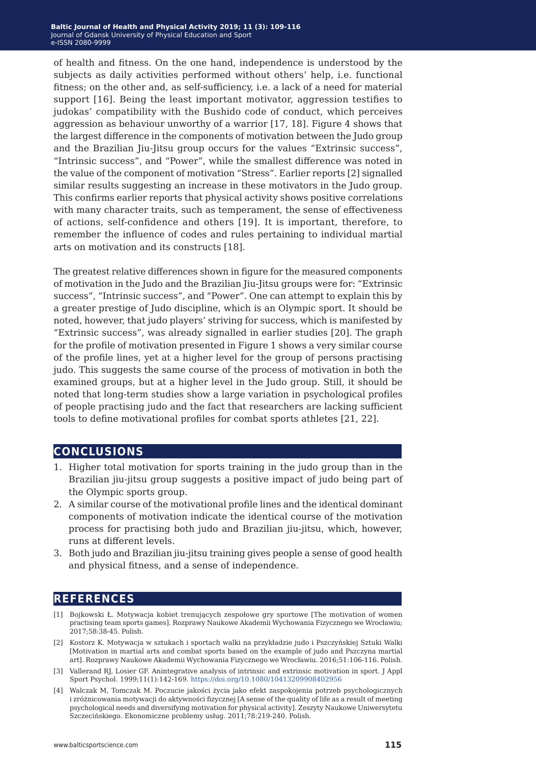of health and fitness. On the one hand, independence is understood by the subjects as daily activities performed without others' help, i.e. functional fitness; on the other and, as self-sufficiency, i.e. a lack of a need for material support [16]. Being the least important motivator, aggression testifies to judokas' compatibility with the Bushido code of conduct, which perceives aggression as behaviour unworthy of a warrior [17, 18]. Figure 4 shows that the largest difference in the components of motivation between the Judo group and the Brazilian Jiu-Jitsu group occurs for the values "Extrinsic success", "Intrinsic success", and "Power", while the smallest difference was noted in the value of the component of motivation "Stress". Earlier reports [2] signalled similar results suggesting an increase in these motivators in the Judo group. This confirms earlier reports that physical activity shows positive correlations with many character traits, such as temperament, the sense of effectiveness of actions, self-confidence and others [19]. It is important, therefore, to remember the influence of codes and rules pertaining to individual martial arts on motivation and its constructs [18].

The greatest relative differences shown in figure for the measured components of motivation in the Judo and the Brazilian Jiu-Jitsu groups were for: "Extrinsic success", "Intrinsic success", and "Power". One can attempt to explain this by a greater prestige of Judo discipline, which is an Olympic sport. It should be noted, however, that judo players' striving for success, which is manifested by "Extrinsic success", was already signalled in earlier studies [20]. The graph for the profile of motivation presented in Figure 1 shows a very similar course of the profile lines, yet at a higher level for the group of persons practising judo. This suggests the same course of the process of motivation in both the examined groups, but at a higher level in the Judo group. Still, it should be noted that long-term studies show a large variation in psychological profiles of people practising judo and the fact that researchers are lacking sufficient tools to define motivational profiles for combat sports athletes [21, 22].

## CONCLUSIONS

1. Higher total motivation for sports training in the judo group than in the Brazilian jiu-jitsu group suggests a positive impact of judo being part of the Olympic sports group.
2. A similar course of the motivational profile lines and the identical dominant components of motivation indicate the identical course of the motivation process for practising both judo and Brazilian jiu-jitsu, which, however, runs at different levels.
3. Both judo and Brazilian jiu-jitsu training gives people a sense of good health and physical fitness, and a sense of independence.

## REFERENCES

[1] Bojkowski Ł. Motywacja kobiet trenujących zespołowe gry sportowe [The motivation of women practising team sports games]. Rozprawy Naukowe Akademii Wychowania Fizycznego we Wrocławiu; 2017;58:38-45. Polish.

[2] Kostorz K. Motywacja w sztukach i sportach walki na przykładzie judo i Pszczyńskiej Sztuki Walki [Motivation in martial arts and combat sports based on the example of judo and Pszczyna martial art]. Rozprawy Naukowe Akademii Wychowania Fizycznego we Wrocławiu. 2016;51:106-116. Polish.

[3] Vallerand RJ, Losier GF. Anintegrative analysis of intrinsic and extrinsic motivation in sport. J Appl Sport Psychol. 1999;11(1):142-169. https://doi.org/10.1080/10413209908402956

[4] Walczak M, Tomczak M. Poczucie jakości życia jako efekt zaspokojenia potrzeb psychologicznych i zróżnicowania motywacji do aktywności fizycznej [A sense of the quality of life as a result of meeting psychological needs and diversifying motivation for physical activity]. Zeszyty Naukowe Uniwersytetu Szczecińskiego. Ekonomiczne problemy usług. 2011;78:219-240. Polish.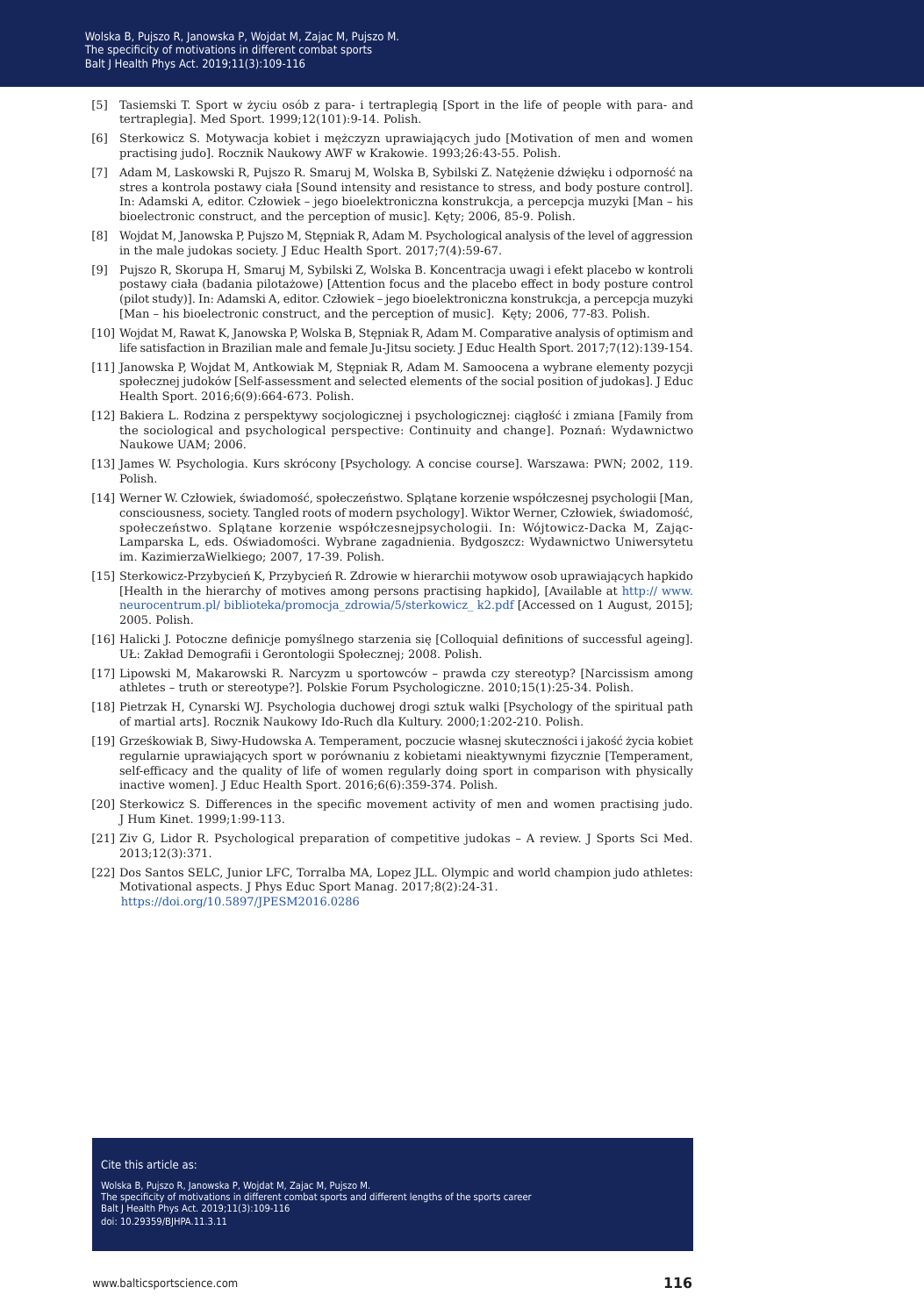[5] Tasiemski T. Sport w życiu osób z para- i tertraplegią [Sport in the life of people with para- and tertraplegia]. Med Sport. 1999;12(101):9-14. Polish.

[6] Sterkowicz S. Motywacja kobiet i mężczyzn uprawiających judo [Motivation of men and women practising judo]. Rocznik Naukowy AWF w Krakowie. 1993;26:43-55. Polish.

[7] Adam M, Laskowski R, Pujszo R. Smaruj M, Wolska B, Sybilski Z. Natężenie dźwięku i odporność na stres a kontrola postawy ciała [Sound intensity and resistance to stress, and body posture control]. In: Adamski A, editor. Człowiek – jego bioelektroniczna konstrukcja, a percepcja muzyki [Man – his bioelectronic construct, and the perception of music]. Kęty; 2006, 85-9. Polish.

[8] Wojdat M, Janowska P, Pujszo M, Stępniak R, Adam M. Psychological analysis of the level of aggression in the male judokas society. J Educ Health Sport. 2017;7(4):59-67.

[9] Pujszo R, Skorupa H, Smaruj M, Sybilski Z, Wolska B. Koncentracja uwagi i efekt placebo w kontroli postawy ciała (badania pilotażowe) [Attention focus and the placebo effect in body posture control (pilot study)]. In: Adamski A, editor. Człowiek – jego bioelektroniczna konstrukcja, a percepcja muzyki [Man – his bioelectronic construct, and the perception of music]. Kęty; 2006, 77-83. Polish.

[10] Wojdat M, Rawat K, Janowska P, Wolska B, Stępniak R, Adam M. Comparative analysis of optimism and life satisfaction in Brazilian male and female Ju-Jitsu society. J Educ Health Sport. 2017;7(12):139-154.

[11] Janowska P, Wojdat M, Antkowiak M, Stępniak R, Adam M. Samoocena a wybrane elementy pozycji społecznej judoków [Self-assessment and selected elements of the social position of judokas]. J Educ Health Sport. 2016;6(9):664-673. Polish.

[12] Bakiera L. Rodzina z perspektywy socjologicznej i psychologicznej: ciągłość i zmiana [Family from the sociological and psychological perspective: Continuity and change]. Poznań: Wydawnictwo Naukowe UAM; 2006.

[13] James W. Psychologia. Kurs skrócony [Psychology. A concise course]. Warszawa: PWN; 2002, 119. Polish.

[14] Werner W. Człowiek, świadomość, społeczeństwo. Splątane korzenie współczesnej psychologii [Man, consciousness, society. Tangled roots of modern psychology]. Wiktor Werner, Człowiek, świadomość, społeczeństwo. Splątane korzenie współczesnejpsychologii. In: Wójtowicz-Dacka M, Zając-Lamparska L, eds. Oświadomości. Wybrane zagadnienia. Bydgoszcz: Wydawnictwo Uniwersytetu im. KazimierzaWielkiego; 2007, 17-39. Polish.

[15] Sterkowicz-Przybycień K, Przybycień R. Zdrowie w hierarchii motywow osob uprawiających hapkido [Health in the hierarchy of motives among persons practising hapkido], [Available at http:// www.neurocentrum.pl/ biblioteka/promocja_zdrowia/5/sterkowicz_ k2.pdf [Accessed on 1 August, 2015]; 2005. Polish.

[16] Halicki J. Potoczne definicje pomyślnego starzenia się [Colloquial definitions of successful ageing]. UŁ: Zakład Demografii i Gerontologii Społecznej; 2008. Polish.

[17] Lipowski M, Makarowski R. Narcyzm u sportowców – prawda czy stereotyp? [Narcissism among athletes – truth or stereotype?]. Polskie Forum Psychologiczne. 2010;15(1):25-34. Polish.

[18] Pietrzak H, Cynarski WJ. Psychologia duchowej drogi sztuk walki [Psychology of the spiritual path of martial arts]. Rocznik Naukowy Ido-Ruch dla Kultury. 2000;1:202-210. Polish.

[19] Grześkowiak B, Siwy-Hudowska A. Temperament, poczucie własnej skuteczności i jakość życia kobiet regularnie uprawiających sport w porównaniu z kobietami nieaktywnymi fizycznie [Temperament, self-efficacy and the quality of life of women regularly doing sport in comparison with physically inactive women]. J Educ Health Sport. 2016;6(6):359-374. Polish.

[20] Sterkowicz S. Differences in the specific movement activity of men and women practising judo. J Hum Kinet. 1999;1:99-113.

[21] Ziv G, Lidor R. Psychological preparation of competitive judokas – A review. J Sports Sci Med. 2013;12(3):371.

[22] Dos Santos SELC, Junior LFC, Torralba MA, Lopez JLL. Olympic and world champion judo athletes: Motivational aspects. J Phys Educ Sport Manag. 2017;8(2):24-31. https://doi.org/10.5897/JPESM2016.0286

Cite this article as:

Wolska B, Pujszo R, Janowska P, Wojdat M, Zajac M, Pujszo M.
The specificity of motivations in different combat sports and different lengths of the sports career
Balt J Health Phys Act. 2019;11(3):109-116
doi: 10.29359/BJHPA.11.3.11